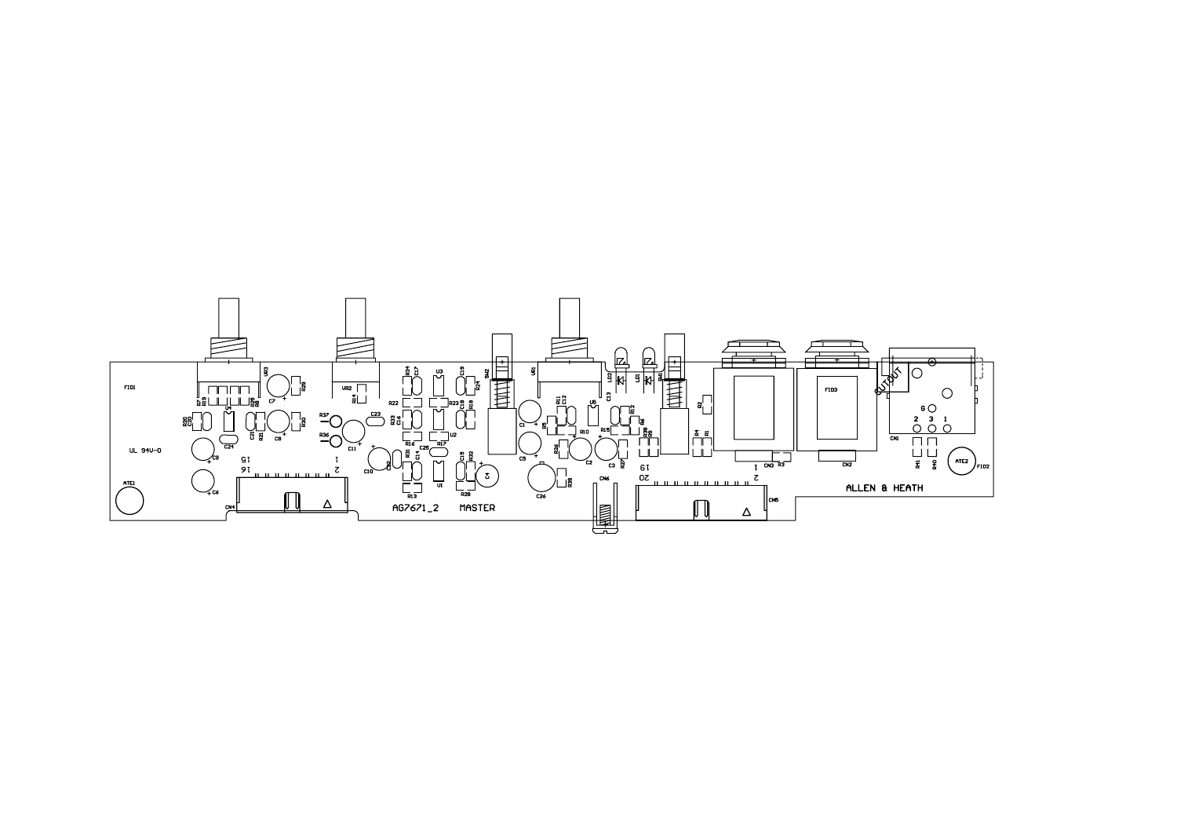AG7671_2 MASTER

ALLEN & HEATH

UL 94V-0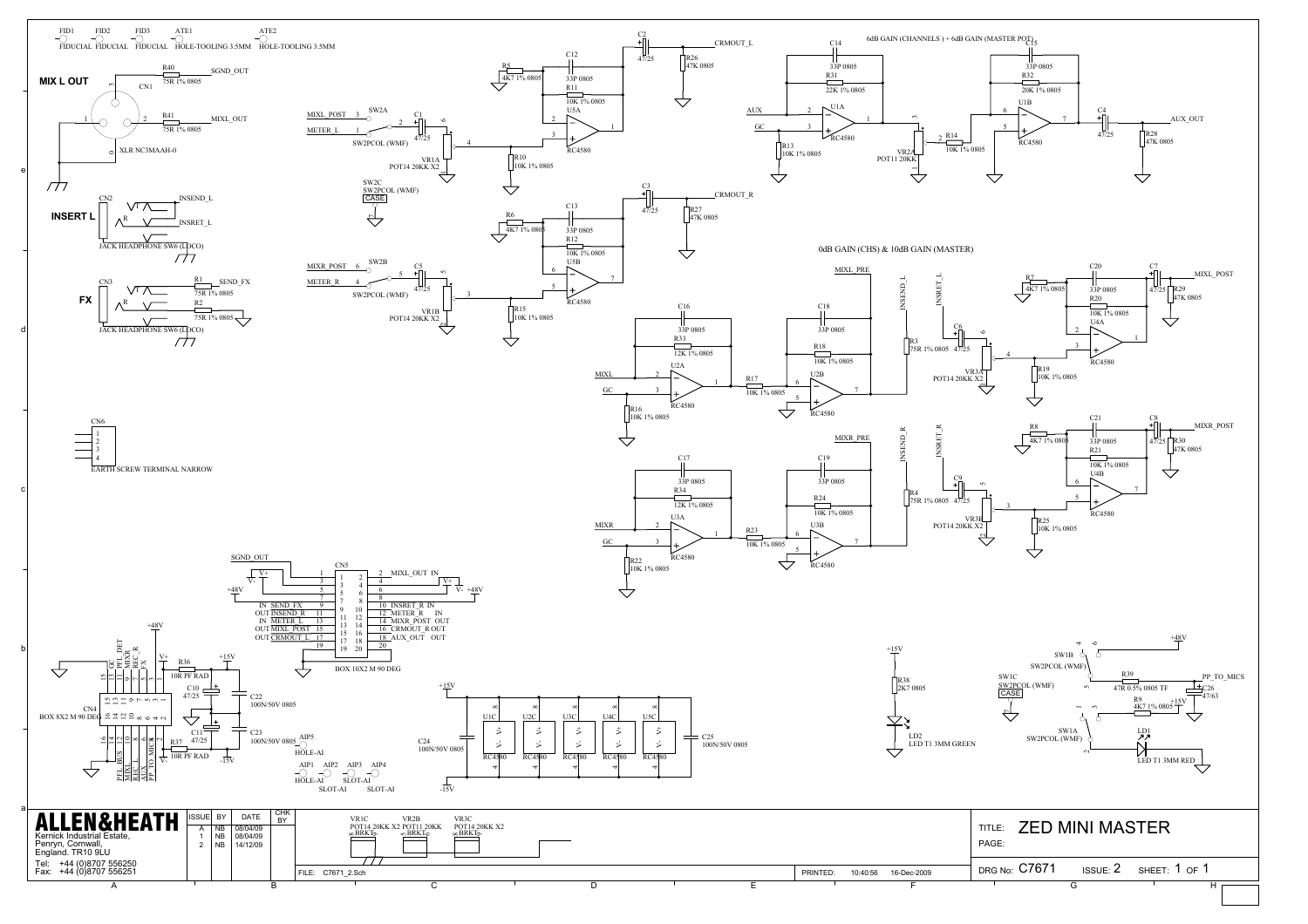FID1 FIDUCIAL
FID2 FIDUCIAL
FID3 FIDUCIAL
ATE1 HOLE-TOOLING 3.5MM
ATE2 HOLE-TOOLING 3.5MM

**MIX L OUT**

CN1 XLR NC3MAAH-0
R40 75R 1% 0805 SGND_OUT
R41 75R 1% 0805 MIXL_OUT

**INSERT L**

CN2 JACK HEADPHONE SW6 (LOCO)
INSEND_L
INSRET_L

**FX**

CN3 JACK HEADPHONE SW6 (LOCO)
R1 75R 1% 0805 SEND_FX
R2 75R 1% 0805

CN6 EARTH SCREW TERMINAL NARROW

MIXL_POST
METER_L
SW2A SW2PCOL (WMF)
C1 47/25
VR1A POT14 20KK X2
R5 4K7 1% 0805
C12 33P 0805
R11 10K 1% 0805
U5A RC4580
R10 10K 1% 0805
C2 47/25
R26 47K 0805
CRMOUT_L

SW2C SW2PCOL (WMF) CASE

MIXR_POST
METER_R
SW2B SW2PCOL (WMF)
C5 47/25
VR1B POT14 20KK X2
R6 4K7 1% 0805
C13 33P 0805
R12 10K 1% 0805
U5B RC4580
R15 10K 1% 0805
C3 47/25
R27 47K 0805
CRMOUT_R

6dB GAIN (CHANNELS ) + 6dB GAIN (MASTER POT)

AUX
GC
C14 33P 0805
R31 22K 1% 0805
U1A RC4580
R13 10K 1% 0805
VR2A POT11 20KK
R14 10K 1% 0805
C15 33P 0805
R32 20K 1% 0805
U1B RC4580
C4 47/25
R28 47K 0805
AUX_OUT

0dB GAIN (CHS) & 10dB GAIN (MASTER)

MIXL
GC
C16 33P 0805
R33 12K 1% 0805
U2A RC4580
R16 10K 1% 0805
R17 10K 1% 0805
C18 33P 0805
R18 10K 1% 0805
U2B RC4580
MIXL_PRE
INSEND_L
R3 75R 1% 0805
INSRET_L
C6 47/25
VR3A POT14 20KK X2
R19 10K 1% 0805
R7 4K7 1% 0805
C20 33P 0805
R20 10K 1% 0805
U4A RC4580
C7 47/25
R29 47K 0805
MIXL_POST

MIXR
GC
C17 33P 0805
R34 12K 1% 0805
U3A RC4580
R22 10K 1% 0805
R23 10K 1% 0805
C19 33P 0805
R24 10K 1% 0805
U3B RC4580
MIXR_PRE
INSEND_R
R4 75R 1% 0805
INSRET_R
C9 47/25
VR3B POT14 20KK X2
R25 10K 1% 0805
R8 4K7 1% 0805
C21 33P 0805
R21 10K 1% 0805
U4B RC4580
C8 47/25
R30 47K 0805
MIXR_POST

CN5 BOX 10X2 M 90 DEG

| Signal | Pin | Pin | Signal |
|---|---|---|---|
| SGND_OUT | 1 | 2 | MIXL_OUT IN |
| V+ | 3 | 4 | V- |
| V- | 5 | 6 | V- |
| +48V | 7 | 8 | +48V |
| IN SEND_FX | 9 | 10 | INSRET_R IN |
| OUT INSEND_R | 11 | 12 | METER_R IN |
| IN METER_L | 13 | 14 | MIXR_POST OUT |
| OUT MIXL_POST | 15 | 16 | CRMOUT_R OUT |
| OUT CRMOUT_L | 17 | 18 | AUX_OUT OUT |
| | 19 | 20 | |

CN4 BOX 8X2 M 90 DEG
PFL_DET, PFL_MIXR, REC_R, FX, PFL_BUS, MIXL, REC_L, AUX, PP_TO_MICS, V+, V-
+48V
R36 10R PF RAD
R37 10R PF RAD
+15V
-15V
C10 47/25
C11 47/25
C22 100N/50V 0805
C23 100N/50V 0805

AIP5 HOLE-AI
AIP1 HOLE-AI
AIP2 SLOT-AI
AIP3 SLOT-AI
AIP4 SLOT-AI

+15V
-15V
C24 100N/50V 0805
U1C RC4580
U2C RC4580
U3C RC4580
U4C RC4580
U5C RC4580
C25 100N/50V 0805

+15V
R38 2K7 0805
LD2 LED T1 3MM GREEN

SW1B SW2PCOL (WMF)
SW1C SW2PCOL (WMF) CASE
+48V
R39 47R 0.5% 0805 TF
C26 47/63
PP_TO_MICS
R9 4K7 1% 0805
+15V
SW1A SW2PCOL (WMF)
LD1 LED T1 3MM RED

VR1C POT14 20KK X2 BRKT
VR2B POT11 20KK BRKT
VR3C POT14 20KK X2 BRKT

**ALLEN&HEATH**
Kernick Industrial Estate,
Penryn, Cornwall,
England. TR10 9LU
Tel: +44 (0)8707 556250
Fax: +44 (0)8707 556251

| ISSUE | BY | DATE | CHK BY |
|---|---|---|---|
| A | NB | 08/04/09 | |
| 1 | NB | 08/04/09 | |
| 2 | NB | 14/12/09 | |

FILE: C7671_2.Sch
PRINTED: 10:40:56 16-Dec-2009

TITLE: ZED MINI MASTER
PAGE:
DRG No: C7671 ISSUE: 2 SHEET: 1 OF 1